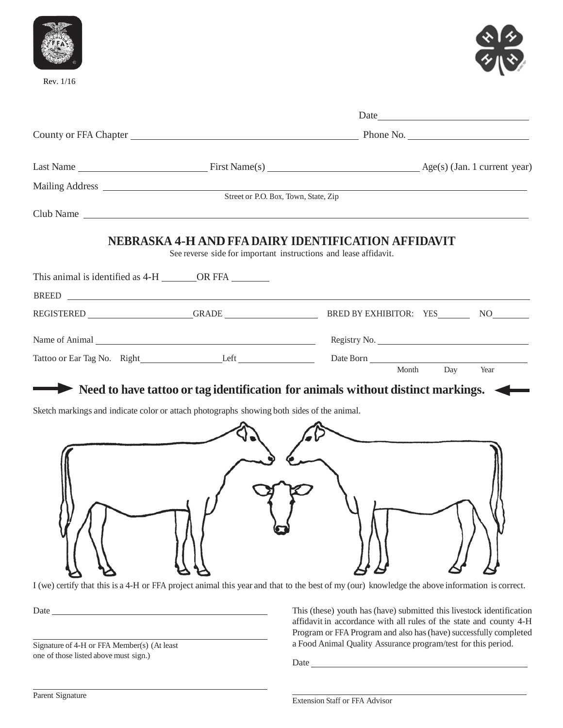Rev. 1/16

Date ____________________

County or FFA Chapter ____________________ Phone No. ____________________

Last Name ____________________ First Name(s) ____________________ Age(s) (Jan. 1 current year)

Mailing Address ____________________
Street or P.O. Box, Town, State, Zip

Club Name ____________________

# NEBRASKA 4-H AND FFA DAIRY IDENTIFICATION AFFIDAVIT

See reverse side for important instructions and lease affidavit.

This animal is identified as 4-H ________ OR FFA ________

BREED ____________________

REGISTERED ____________________ GRADE ____________________ BRED BY EXHIBITOR: YES ________ NO ________

Name of Animal ____________________ Registry No. ____________________

Tattoo or Ear Tag No. Right ____________ Left ____________ Date Born ____________________
Month Day Year

**Need to have tattoo or tag identification for animals without distinct markings.**

Sketch markings and indicate color or attach photographs showing both sides of the animal.

I (we) certify that this is a 4-H or FFA project animal this year and that to the best of my (our) knowledge the above information is correct.

Date ____________________

____________________
Signature of 4-H or FFA Member(s) (At least one of those listed above must sign.)

____________________
Parent Signature

This (these) youth has (have) submitted this livestock identification affidavit in accordance with all rules of the state and county 4-H Program or FFA Program and also has (have) successfully completed a Food Animal Quality Assurance program/test for this period.

Date ____________________

____________________
Extension Staff or FFA Advisor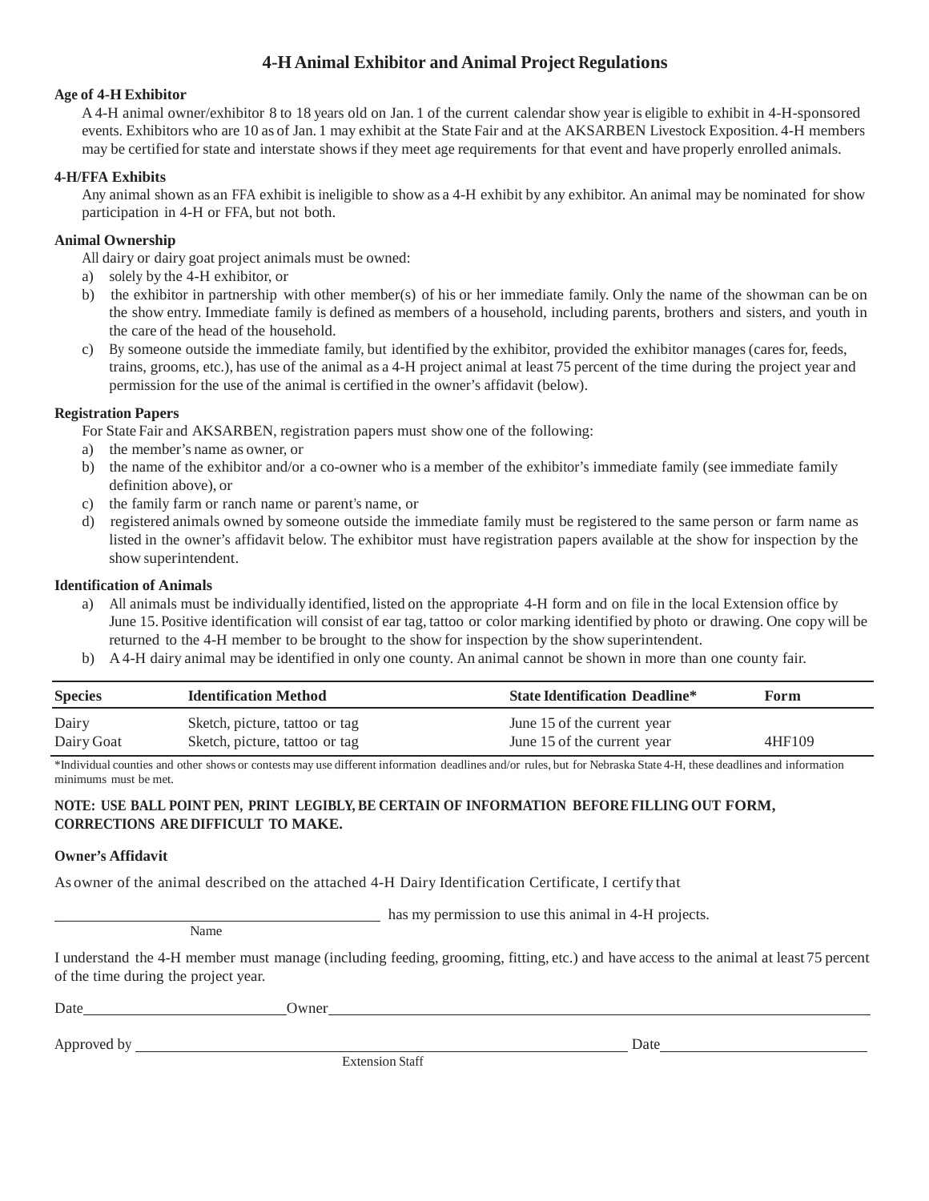# 4-H Animal Exhibitor and Animal Project Regulations

### Age of 4-H Exhibitor

A 4-H animal owner/exhibitor 8 to 18 years old on Jan. 1 of the current calendar show year is eligible to exhibit in 4-H-sponsored events. Exhibitors who are 10 as of Jan. 1 may exhibit at the State Fair and at the AKSARBEN Livestock Exposition. 4-H members may be certified for state and interstate shows if they meet age requirements for that event and have properly enrolled animals.

### 4-H/FFA Exhibits

Any animal shown as an FFA exhibit is ineligible to show as a 4-H exhibit by any exhibitor. An animal may be nominated for show participation in 4-H or FFA, but not both.

### Animal Ownership

All dairy or dairy goat project animals must be owned:

a) solely by the 4-H exhibitor, or

b) the exhibitor in partnership with other member(s) of his or her immediate family. Only the name of the showman can be on the show entry. Immediate family is defined as members of a household, including parents, brothers and sisters, and youth in the care of the head of the household.

c) By someone outside the immediate family, but identified by the exhibitor, provided the exhibitor manages (cares for, feeds, trains, grooms, etc.), has use of the animal as a 4-H project animal at least 75 percent of the time during the project year and permission for the use of the animal is certified in the owner's affidavit (below).

### Registration Papers

For State Fair and AKSARBEN, registration papers must show one of the following:

a) the member's name as owner, or

b) the name of the exhibitor and/or a co-owner who is a member of the exhibitor's immediate family (see immediate family definition above), or

c) the family farm or ranch name or parent's name, or

d) registered animals owned by someone outside the immediate family must be registered to the same person or farm name as listed in the owner's affidavit below. The exhibitor must have registration papers available at the show for inspection by the show superintendent.

### Identification of Animals

a) All animals must be individually identified, listed on the appropriate 4-H form and on file in the local Extension office by June 15. Positive identification will consist of ear tag, tattoo or color marking identified by photo or drawing. One copy will be returned to the 4-H member to be brought to the show for inspection by the show superintendent.

b) A 4-H dairy animal may be identified in only one county. An animal cannot be shown in more than one county fair.

| Species | Identification Method | State Identification Deadline* | Form |
|---|---|---|---|
| Dairy | Sketch, picture, tattoo or tag | June 15 of the current year | |
| Dairy Goat | Sketch, picture, tattoo or tag | June 15 of the current year | 4HF109 |

*Individual counties and other shows or contests may use different information deadlines and/or rules, but for Nebraska State 4-H, these deadlines and information minimums must be met.

**NOTE: USE BALL POINT PEN, PRINT LEGIBLY, BE CERTAIN OF INFORMATION BEFORE FILLING OUT FORM, CORRECTIONS ARE DIFFICULT TO MAKE.**

### Owner's Affidavit

As owner of the animal described on the attached 4-H Dairy Identification Certificate, I certify that

_____________________________________________ has my permission to use this animal in 4-H projects.
Name

I understand the 4-H member must manage (including feeding, grooming, fitting, etc.) and have access to the animal at least 75 percent of the time during the project year.

Date_________________________ Owner_____________________________________________________________

Approved by ______________________________________________ Date___________________________
Extension Staff